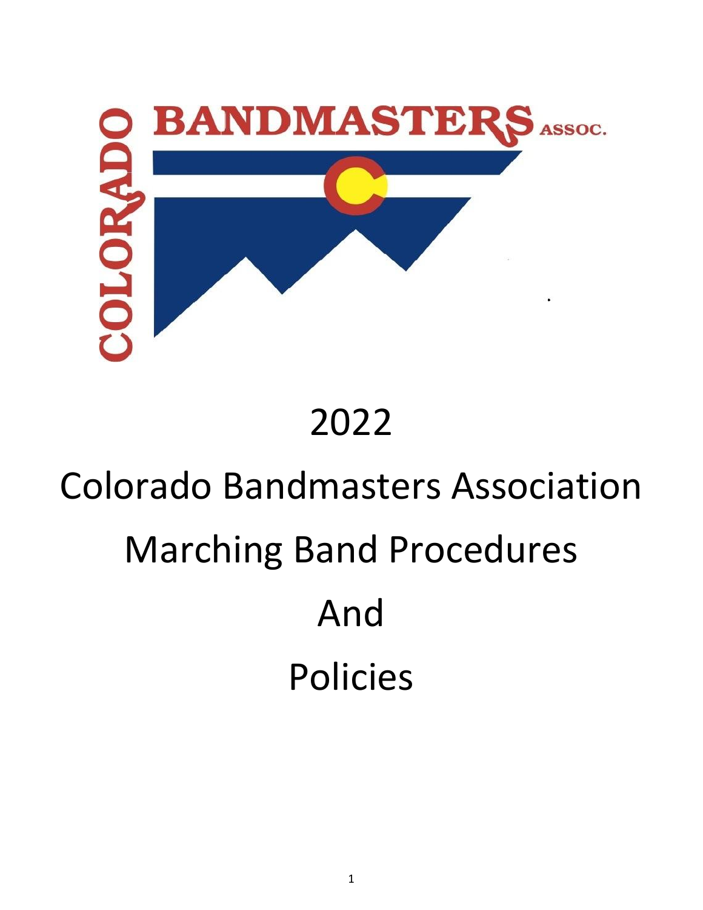COLORADO BANDMASTERS ASSOC.

# 2022

# Colorado Bandmasters Association

# Marching Band Procedures

# And

# Policies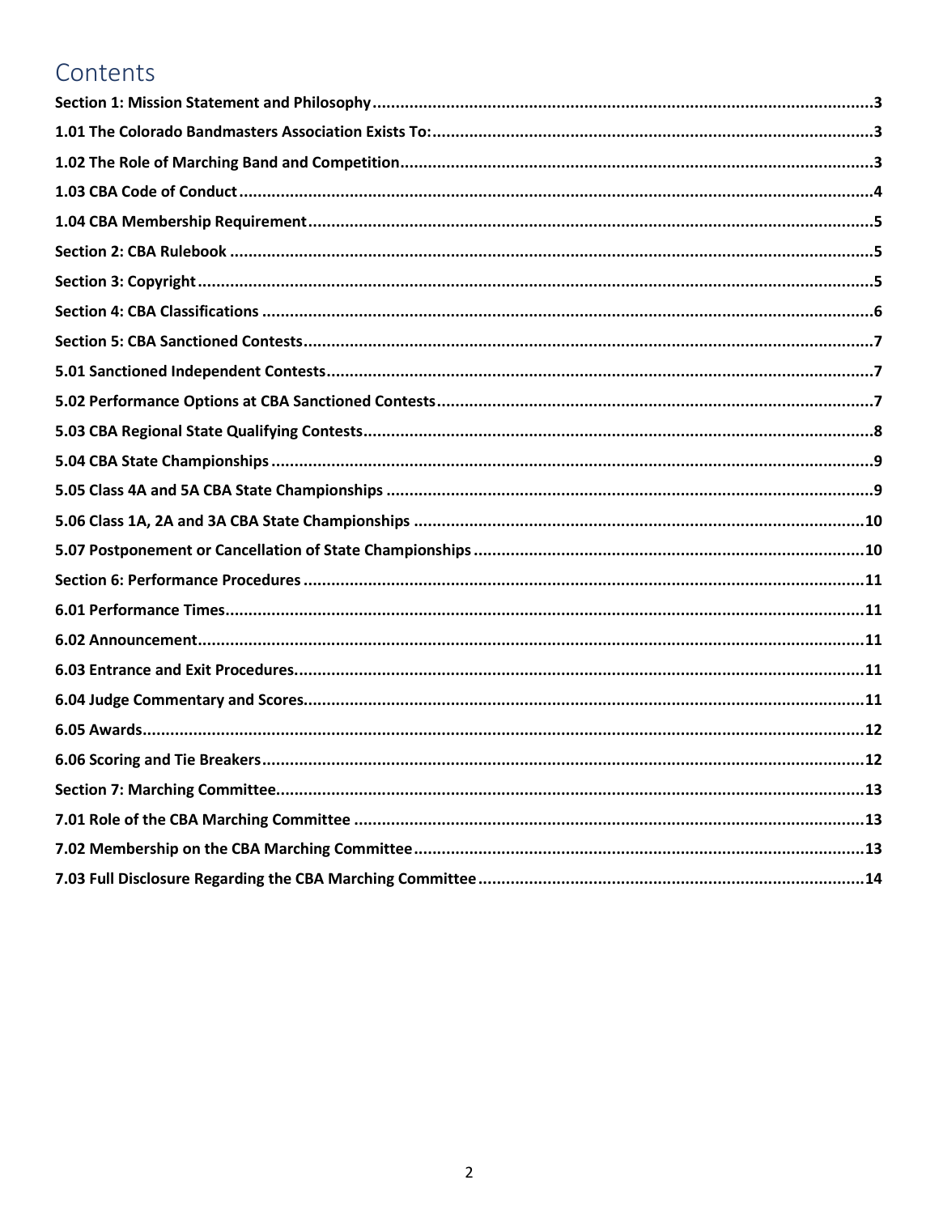# Contents

**Section 1: Mission Statement and Philosophy** ........ 3

**1.01 The Colorado Bandmasters Association Exists To:** ........ 3

**1.02 The Role of Marching Band and Competition** ........ 3

**1.03 CBA Code of Conduct** ........ 4

**1.04 CBA Membership Requirement** ........ 5

**Section 2: CBA Rulebook** ........ 5

**Section 3: Copyright** ........ 5

**Section 4: CBA Classifications** ........ 6

**Section 5: CBA Sanctioned Contests** ........ 7

**5.01 Sanctioned Independent Contests** ........ 7

**5.02 Performance Options at CBA Sanctioned Contests** ........ 7

**5.03 CBA Regional State Qualifying Contests** ........ 8

**5.04 CBA State Championships** ........ 9

**5.05 Class 4A and 5A CBA State Championships** ........ 9

**5.06 Class 1A, 2A and 3A CBA State Championships** ........ 10

**5.07 Postponement or Cancellation of State Championships** ........ 10

**Section 6: Performance Procedures** ........ 11

**6.01 Performance Times** ........ 11

**6.02 Announcement** ........ 11

**6.03 Entrance and Exit Procedures** ........ 11

**6.04 Judge Commentary and Scores** ........ 11

**6.05 Awards** ........ 12

**6.06 Scoring and Tie Breakers** ........ 12

**Section 7: Marching Committee** ........ 13

**7.01 Role of the CBA Marching Committee** ........ 13

**7.02 Membership on the CBA Marching Committee** ........ 13

**7.03 Full Disclosure Regarding the CBA Marching Committee** ........ 14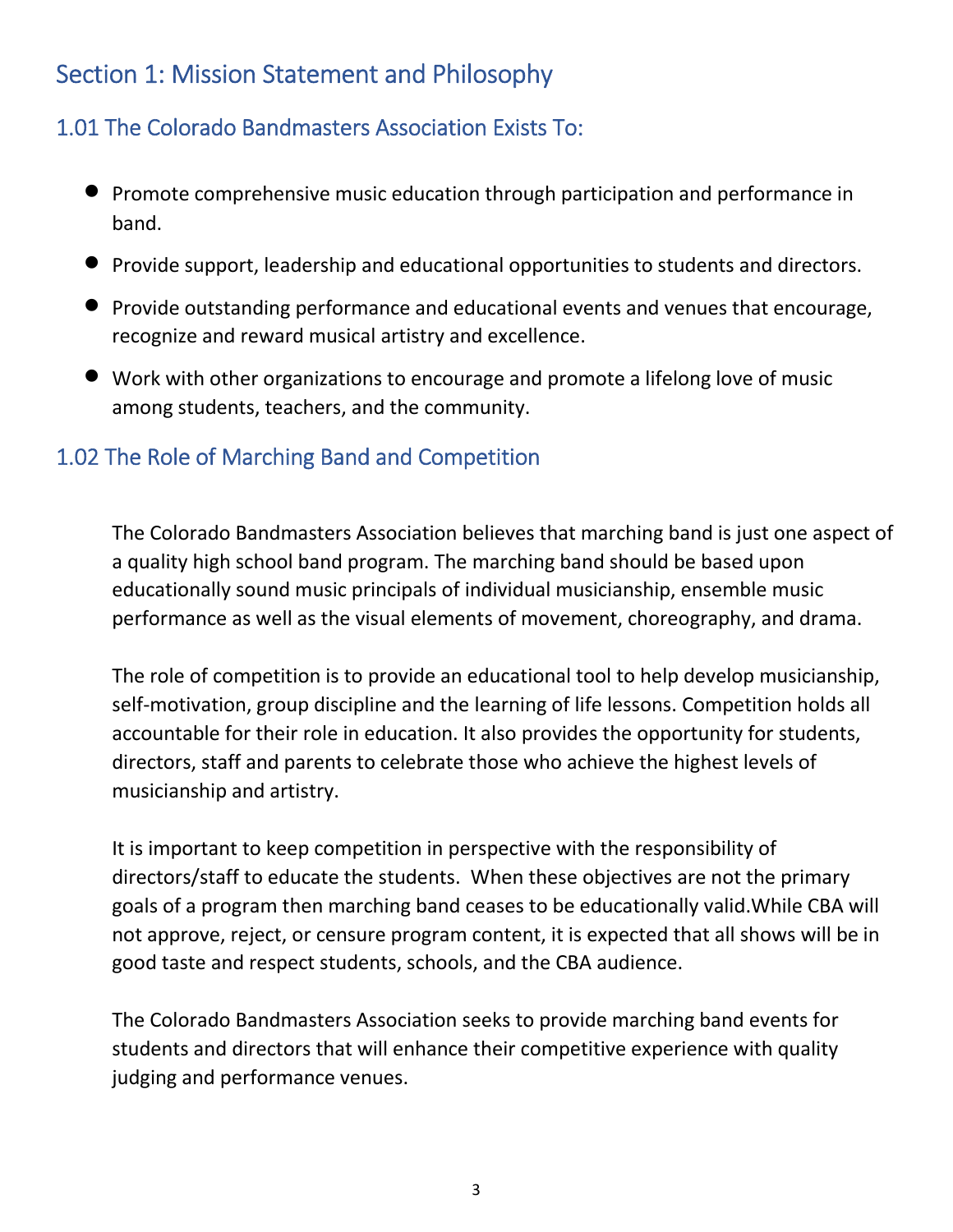# Section 1: Mission Statement and Philosophy

## 1.01 The Colorado Bandmasters Association Exists To:

- Promote comprehensive music education through participation and performance in band.
- Provide support, leadership and educational opportunities to students and directors.
- Provide outstanding performance and educational events and venues that encourage, recognize and reward musical artistry and excellence.
- Work with other organizations to encourage and promote a lifelong love of music among students, teachers, and the community.

## 1.02 The Role of Marching Band and Competition

The Colorado Bandmasters Association believes that marching band is just one aspect of a quality high school band program. The marching band should be based upon educationally sound music principals of individual musicianship, ensemble music performance as well as the visual elements of movement, choreography, and drama.

The role of competition is to provide an educational tool to help develop musicianship, self-motivation, group discipline and the learning of life lessons. Competition holds all accountable for their role in education. It also provides the opportunity for students, directors, staff and parents to celebrate those who achieve the highest levels of musicianship and artistry.

It is important to keep competition in perspective with the responsibility of directors/staff to educate the students. When these objectives are not the primary goals of a program then marching band ceases to be educationally valid.While CBA will not approve, reject, or censure program content, it is expected that all shows will be in good taste and respect students, schools, and the CBA audience.

The Colorado Bandmasters Association seeks to provide marching band events for students and directors that will enhance their competitive experience with quality judging and performance venues.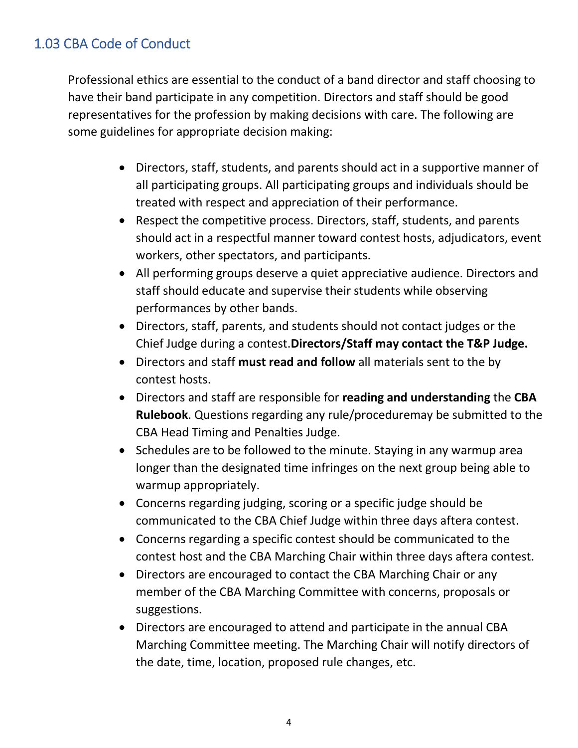## 1.03 CBA Code of Conduct

Professional ethics are essential to the conduct of a band director and staff choosing to have their band participate in any competition. Directors and staff should be good representatives for the profession by making decisions with care. The following are some guidelines for appropriate decision making:

- Directors, staff, students, and parents should act in a supportive manner of all participating groups. All participating groups and individuals should be treated with respect and appreciation of their performance.
- Respect the competitive process. Directors, staff, students, and parents should act in a respectful manner toward contest hosts, adjudicators, event workers, other spectators, and participants.
- All performing groups deserve a quiet appreciative audience. Directors and staff should educate and supervise their students while observing performances by other bands.
- Directors, staff, parents, and students should not contact judges or the Chief Judge during a contest.**Directors/Staff may contact the T&P Judge.**
- Directors and staff **must read and follow** all materials sent to the by contest hosts.
- Directors and staff are responsible for **reading and understanding** the **CBA Rulebook**. Questions regarding any rule/proceduremay be submitted to the CBA Head Timing and Penalties Judge.
- Schedules are to be followed to the minute. Staying in any warmup area longer than the designated time infringes on the next group being able to warmup appropriately.
- Concerns regarding judging, scoring or a specific judge should be communicated to the CBA Chief Judge within three days aftera contest.
- Concerns regarding a specific contest should be communicated to the contest host and the CBA Marching Chair within three days aftera contest.
- Directors are encouraged to contact the CBA Marching Chair or any member of the CBA Marching Committee with concerns, proposals or suggestions.
- Directors are encouraged to attend and participate in the annual CBA Marching Committee meeting. The Marching Chair will notify directors of the date, time, location, proposed rule changes, etc.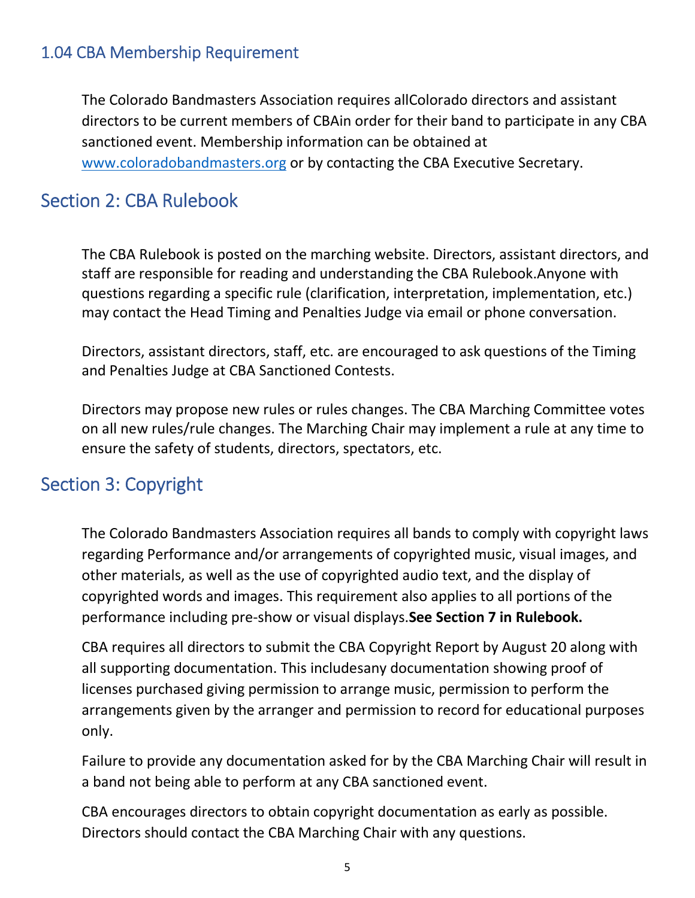### 1.04 CBA Membership Requirement

The Colorado Bandmasters Association requires allColorado directors and assistant directors to be current members of CBAin order for their band to participate in any CBA sanctioned event. Membership information can be obtained at [www.coloradobandmasters.org](http://www.coloradobandmasters.org) or by contacting the CBA Executive Secretary.

## Section 2: CBA Rulebook

The CBA Rulebook is posted on the marching website. Directors, assistant directors, and staff are responsible for reading and understanding the CBA Rulebook.Anyone with questions regarding a specific rule (clarification, interpretation, implementation, etc.) may contact the Head Timing and Penalties Judge via email or phone conversation.

Directors, assistant directors, staff, etc. are encouraged to ask questions of the Timing and Penalties Judge at CBA Sanctioned Contests.

Directors may propose new rules or rules changes. The CBA Marching Committee votes on all new rules/rule changes. The Marching Chair may implement a rule at any time to ensure the safety of students, directors, spectators, etc.

## Section 3: Copyright

The Colorado Bandmasters Association requires all bands to comply with copyright laws regarding Performance and/or arrangements of copyrighted music, visual images, and other materials, as well as the use of copyrighted audio text, and the display of copyrighted words and images. This requirement also applies to all portions of the performance including pre-show or visual displays.**See Section 7 in Rulebook.**

CBA requires all directors to submit the CBA Copyright Report by August 20 along with all supporting documentation. This includesany documentation showing proof of licenses purchased giving permission to arrange music, permission to perform the arrangements given by the arranger and permission to record for educational purposes only.

Failure to provide any documentation asked for by the CBA Marching Chair will result in a band not being able to perform at any CBA sanctioned event.

CBA encourages directors to obtain copyright documentation as early as possible. Directors should contact the CBA Marching Chair with any questions.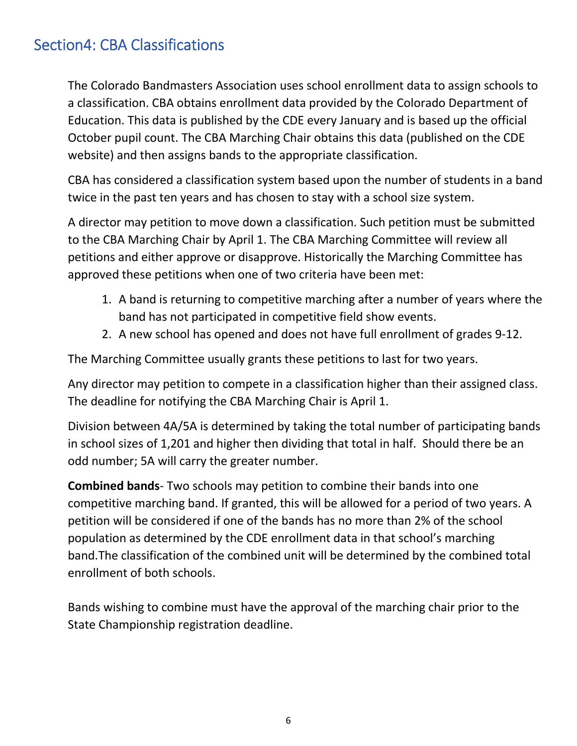## Section4: CBA Classifications

The Colorado Bandmasters Association uses school enrollment data to assign schools to a classification. CBA obtains enrollment data provided by the Colorado Department of Education. This data is published by the CDE every January and is based up the official October pupil count. The CBA Marching Chair obtains this data (published on the CDE website) and then assigns bands to the appropriate classification.

CBA has considered a classification system based upon the number of students in a band twice in the past ten years and has chosen to stay with a school size system.

A director may petition to move down a classification. Such petition must be submitted to the CBA Marching Chair by April 1. The CBA Marching Committee will review all petitions and either approve or disapprove. Historically the Marching Committee has approved these petitions when one of two criteria have been met:

1. A band is returning to competitive marching after a number of years where the band has not participated in competitive field show events.
2. A new school has opened and does not have full enrollment of grades 9-12.

The Marching Committee usually grants these petitions to last for two years.

Any director may petition to compete in a classification higher than their assigned class. The deadline for notifying the CBA Marching Chair is April 1.

Division between 4A/5A is determined by taking the total number of participating bands in school sizes of 1,201 and higher then dividing that total in half. Should there be an odd number; 5A will carry the greater number.

**Combined bands**- Two schools may petition to combine their bands into one competitive marching band. If granted, this will be allowed for a period of two years. A petition will be considered if one of the bands has no more than 2% of the school population as determined by the CDE enrollment data in that school's marching band.The classification of the combined unit will be determined by the combined total enrollment of both schools.

Bands wishing to combine must have the approval of the marching chair prior to the State Championship registration deadline.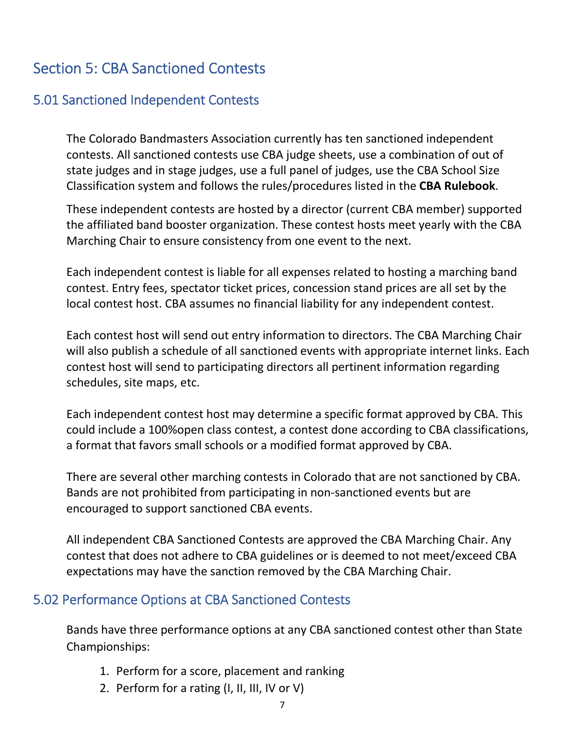# Section 5: CBA Sanctioned Contests

## 5.01 Sanctioned Independent Contests

The Colorado Bandmasters Association currently has ten sanctioned independent contests. All sanctioned contests use CBA judge sheets, use a combination of out of state judges and in stage judges, use a full panel of judges, use the CBA School Size Classification system and follows the rules/procedures listed in the **CBA Rulebook**.

These independent contests are hosted by a director (current CBA member) supported the affiliated band booster organization. These contest hosts meet yearly with the CBA Marching Chair to ensure consistency from one event to the next.

Each independent contest is liable for all expenses related to hosting a marching band contest. Entry fees, spectator ticket prices, concession stand prices are all set by the local contest host. CBA assumes no financial liability for any independent contest.

Each contest host will send out entry information to directors. The CBA Marching Chair will also publish a schedule of all sanctioned events with appropriate internet links. Each contest host will send to participating directors all pertinent information regarding schedules, site maps, etc.

Each independent contest host may determine a specific format approved by CBA. This could include a 100%open class contest, a contest done according to CBA classifications, a format that favors small schools or a modified format approved by CBA.

There are several other marching contests in Colorado that are not sanctioned by CBA. Bands are not prohibited from participating in non-sanctioned events but are encouraged to support sanctioned CBA events.

All independent CBA Sanctioned Contests are approved the CBA Marching Chair. Any contest that does not adhere to CBA guidelines or is deemed to not meet/exceed CBA expectations may have the sanction removed by the CBA Marching Chair.

## 5.02 Performance Options at CBA Sanctioned Contests

Bands have three performance options at any CBA sanctioned contest other than State Championships:

1. Perform for a score, placement and ranking
2. Perform for a rating (I, II, III, IV or V)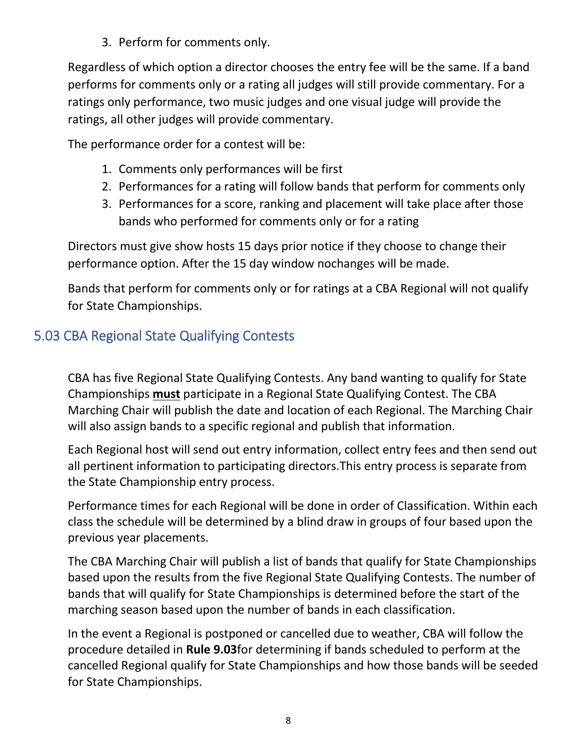3. Perform for comments only.

Regardless of which option a director chooses the entry fee will be the same. If a band performs for comments only or a rating all judges will still provide commentary. For a ratings only performance, two music judges and one visual judge will provide the ratings, all other judges will provide commentary.

The performance order for a contest will be:

1. Comments only performances will be first
2. Performances for a rating will follow bands that perform for comments only
3. Performances for a score, ranking and placement will take place after those bands who performed for comments only or for a rating

Directors must give show hosts 15 days prior notice if they choose to change their performance option. After the 15 day window nochanges will be made.

Bands that perform for comments only or for ratings at a CBA Regional will not qualify for State Championships.

## 5.03 CBA Regional State Qualifying Contests

CBA has five Regional State Qualifying Contests. Any band wanting to qualify for State Championships **must** participate in a Regional State Qualifying Contest. The CBA Marching Chair will publish the date and location of each Regional. The Marching Chair will also assign bands to a specific regional and publish that information.

Each Regional host will send out entry information, collect entry fees and then send out all pertinent information to participating directors.This entry process is separate from the State Championship entry process.

Performance times for each Regional will be done in order of Classification. Within each class the schedule will be determined by a blind draw in groups of four based upon the previous year placements.

The CBA Marching Chair will publish a list of bands that qualify for State Championships based upon the results from the five Regional State Qualifying Contests. The number of bands that will qualify for State Championships is determined before the start of the marching season based upon the number of bands in each classification.

In the event a Regional is postponed or cancelled due to weather, CBA will follow the procedure detailed in **Rule 9.03**for determining if bands scheduled to perform at the cancelled Regional qualify for State Championships and how those bands will be seeded for State Championships.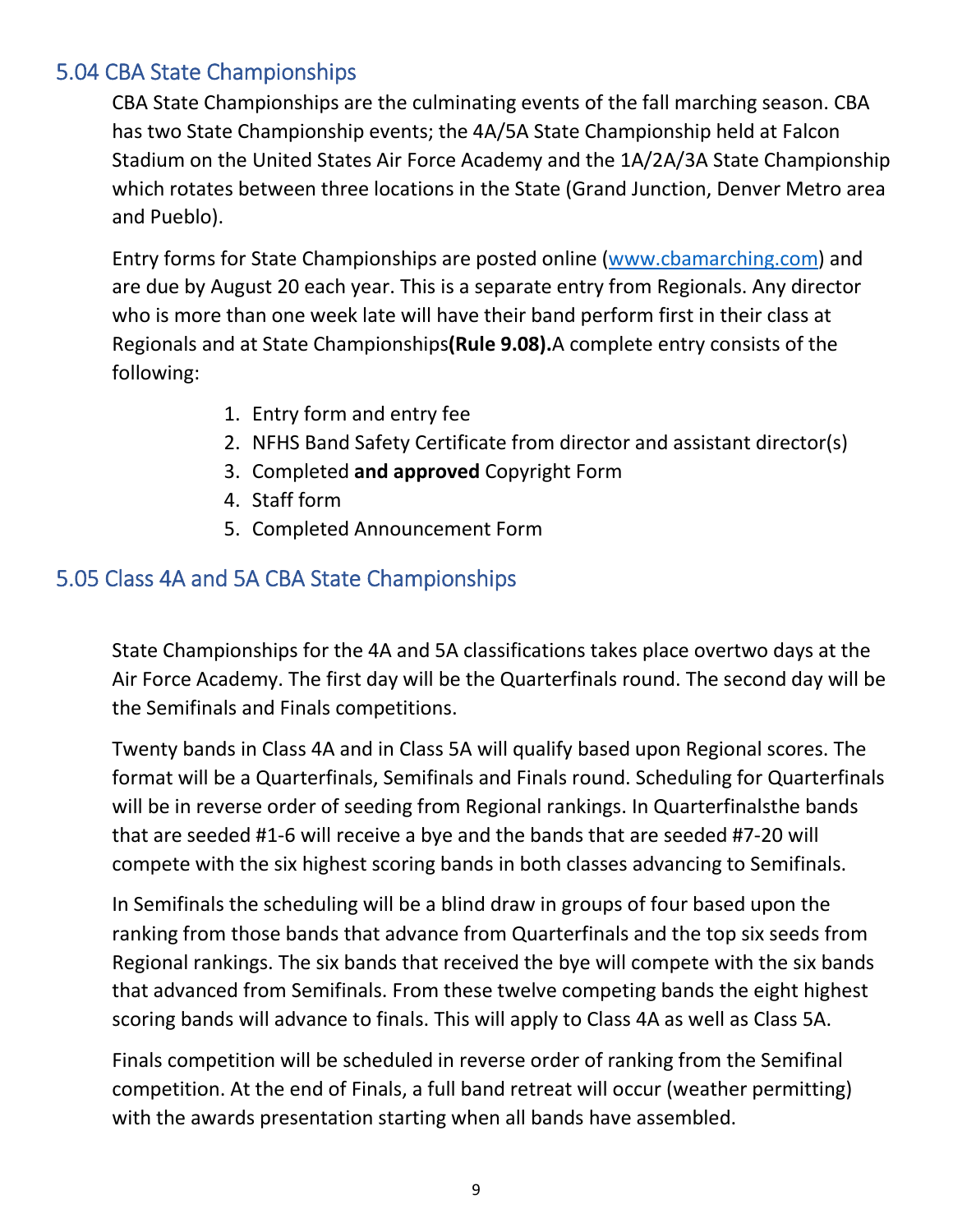## 5.04 CBA State Championships

CBA State Championships are the culminating events of the fall marching season. CBA has two State Championship events; the 4A/5A State Championship held at Falcon Stadium on the United States Air Force Academy and the 1A/2A/3A State Championship which rotates between three locations in the State (Grand Junction, Denver Metro area and Pueblo).

Entry forms for State Championships are posted online (www.cbamarching.com) and are due by August 20 each year. This is a separate entry from Regionals. Any director who is more than one week late will have their band perform first in their class at Regionals and at State Championships**(Rule 9.08).**A complete entry consists of the following:

1. Entry form and entry fee
2. NFHS Band Safety Certificate from director and assistant director(s)
3. Completed **and approved** Copyright Form
4. Staff form
5. Completed Announcement Form

## 5.05 Class 4A and 5A CBA State Championships

State Championships for the 4A and 5A classifications takes place overtwo days at the Air Force Academy. The first day will be the Quarterfinals round. The second day will be the Semifinals and Finals competitions.

Twenty bands in Class 4A and in Class 5A will qualify based upon Regional scores. The format will be a Quarterfinals, Semifinals and Finals round. Scheduling for Quarterfinals will be in reverse order of seeding from Regional rankings. In Quarterfinalsthe bands that are seeded #1-6 will receive a bye and the bands that are seeded #7-20 will compete with the six highest scoring bands in both classes advancing to Semifinals.

In Semifinals the scheduling will be a blind draw in groups of four based upon the ranking from those bands that advance from Quarterfinals and the top six seeds from Regional rankings. The six bands that received the bye will compete with the six bands that advanced from Semifinals. From these twelve competing bands the eight highest scoring bands will advance to finals. This will apply to Class 4A as well as Class 5A.

Finals competition will be scheduled in reverse order of ranking from the Semifinal competition. At the end of Finals, a full band retreat will occur (weather permitting) with the awards presentation starting when all bands have assembled.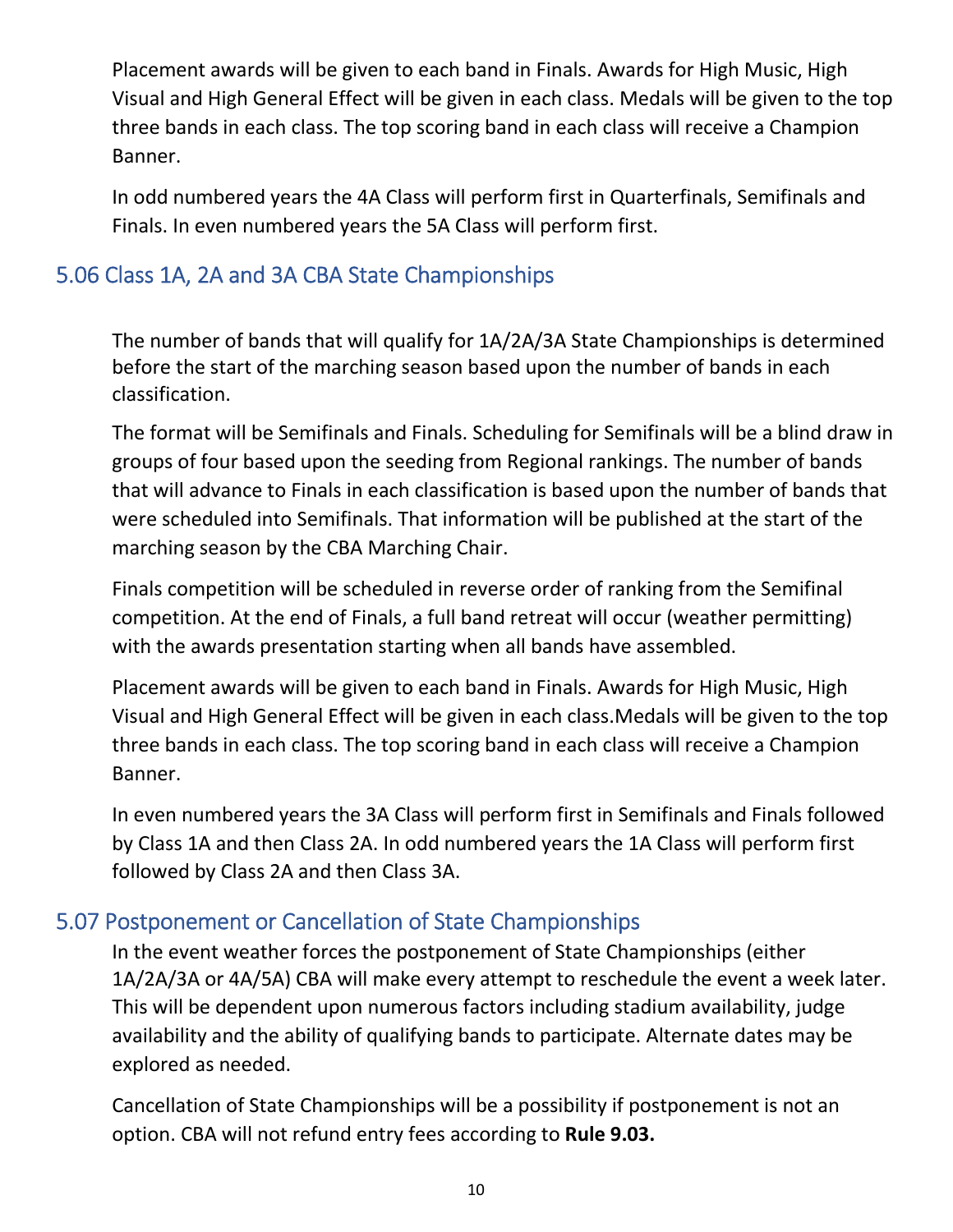Placement awards will be given to each band in Finals. Awards for High Music, High Visual and High General Effect will be given in each class. Medals will be given to the top three bands in each class. The top scoring band in each class will receive a Champion Banner.

In odd numbered years the 4A Class will perform first in Quarterfinals, Semifinals and Finals. In even numbered years the 5A Class will perform first.

## 5.06 Class 1A, 2A and 3A CBA State Championships

The number of bands that will qualify for 1A/2A/3A State Championships is determined before the start of the marching season based upon the number of bands in each classification.

The format will be Semifinals and Finals. Scheduling for Semifinals will be a blind draw in groups of four based upon the seeding from Regional rankings. The number of bands that will advance to Finals in each classification is based upon the number of bands that were scheduled into Semifinals. That information will be published at the start of the marching season by the CBA Marching Chair.

Finals competition will be scheduled in reverse order of ranking from the Semifinal competition. At the end of Finals, a full band retreat will occur (weather permitting) with the awards presentation starting when all bands have assembled.

Placement awards will be given to each band in Finals. Awards for High Music, High Visual and High General Effect will be given in each class.Medals will be given to the top three bands in each class. The top scoring band in each class will receive a Champion Banner.

In even numbered years the 3A Class will perform first in Semifinals and Finals followed by Class 1A and then Class 2A. In odd numbered years the 1A Class will perform first followed by Class 2A and then Class 3A.

## 5.07 Postponement or Cancellation of State Championships

In the event weather forces the postponement of State Championships (either 1A/2A/3A or 4A/5A) CBA will make every attempt to reschedule the event a week later. This will be dependent upon numerous factors including stadium availability, judge availability and the ability of qualifying bands to participate. Alternate dates may be explored as needed.

Cancellation of State Championships will be a possibility if postponement is not an option. CBA will not refund entry fees according to **Rule 9.03.**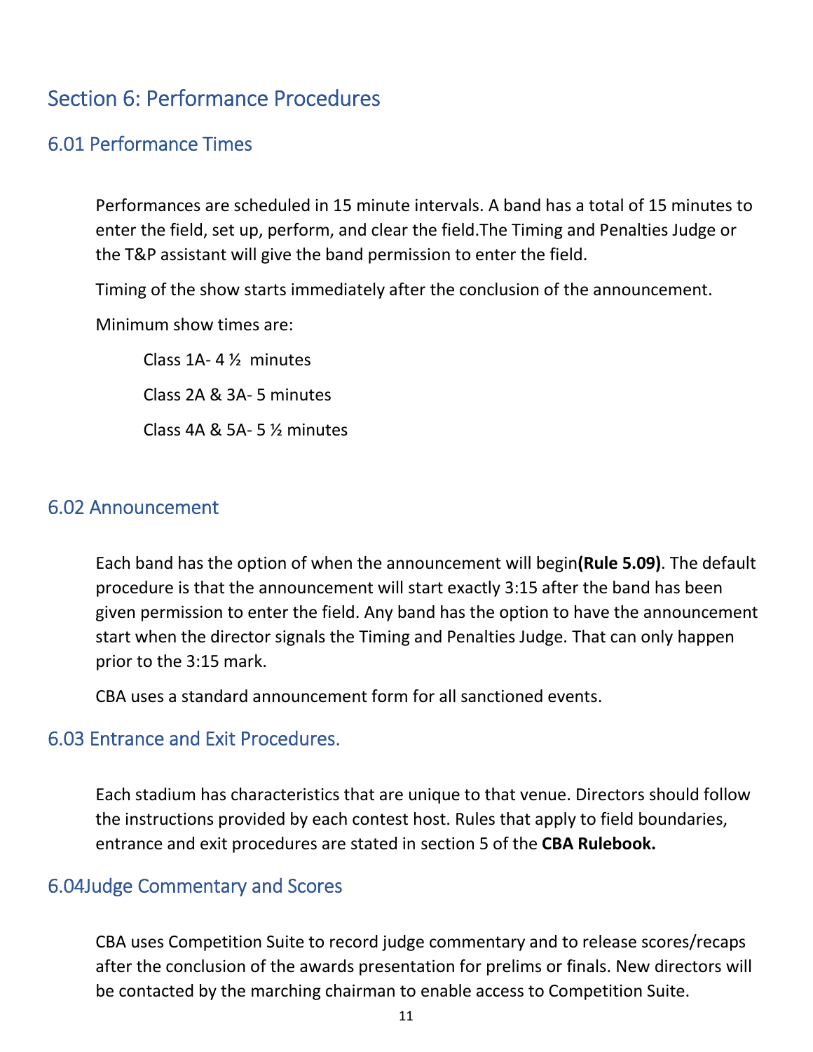# Section 6: Performance Procedures

## 6.01 Performance Times

Performances are scheduled in 15 minute intervals. A band has a total of 15 minutes to enter the field, set up, perform, and clear the field.The Timing and Penalties Judge or the T&P assistant will give the band permission to enter the field.

Timing of the show starts immediately after the conclusion of the announcement.

Minimum show times are:

Class 1A- 4 ½ minutes

Class 2A & 3A- 5 minutes

Class 4A & 5A- 5 ½ minutes

## 6.02 Announcement

Each band has the option of when the announcement will begin**(Rule 5.09)**. The default procedure is that the announcement will start exactly 3:15 after the band has been given permission to enter the field. Any band has the option to have the announcement start when the director signals the Timing and Penalties Judge. That can only happen prior to the 3:15 mark.

CBA uses a standard announcement form for all sanctioned events.

## 6.03 Entrance and Exit Procedures.

Each stadium has characteristics that are unique to that venue. Directors should follow the instructions provided by each contest host. Rules that apply to field boundaries, entrance and exit procedures are stated in section 5 of the **CBA Rulebook.**

## 6.04Judge Commentary and Scores

CBA uses Competition Suite to record judge commentary and to release scores/recaps after the conclusion of the awards presentation for prelims or finals. New directors will be contacted by the marching chairman to enable access to Competition Suite.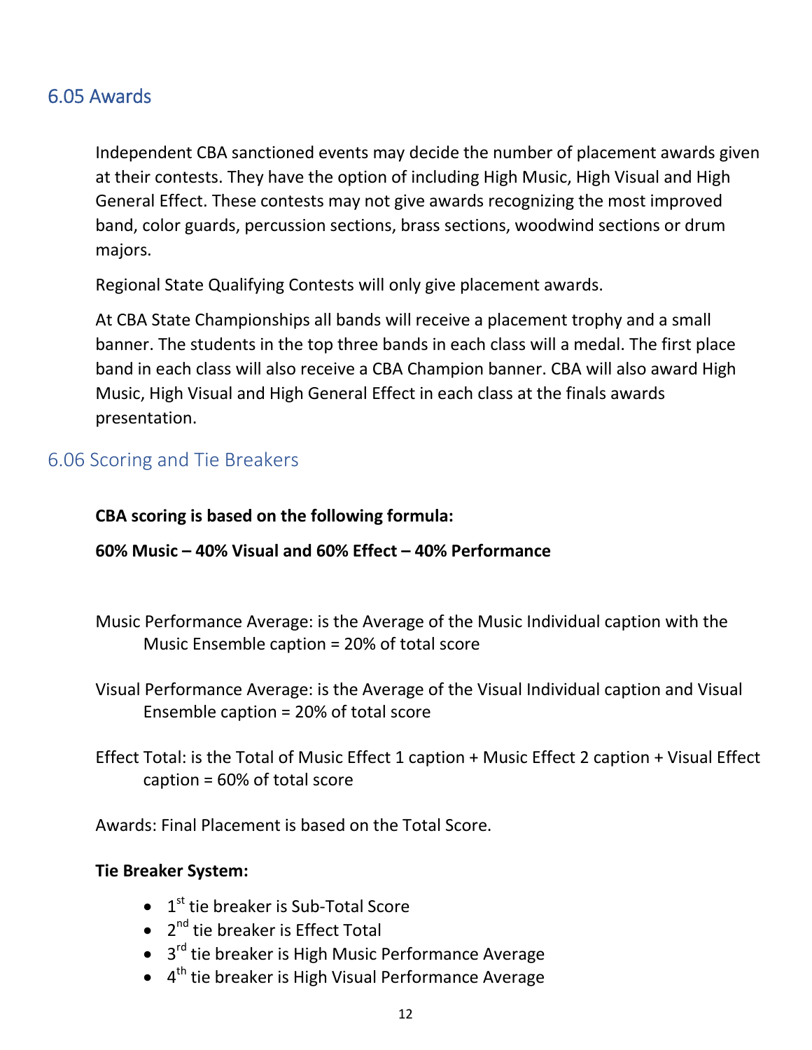## 6.05 Awards

Independent CBA sanctioned events may decide the number of placement awards given at their contests. They have the option of including High Music, High Visual and High General Effect. These contests may not give awards recognizing the most improved band, color guards, percussion sections, brass sections, woodwind sections or drum majors.

Regional State Qualifying Contests will only give placement awards.

At CBA State Championships all bands will receive a placement trophy and a small banner. The students in the top three bands in each class will a medal. The first place band in each class will also receive a CBA Champion banner. CBA will also award High Music, High Visual and High General Effect in each class at the finals awards presentation.

## 6.06 Scoring and Tie Breakers

**CBA scoring is based on the following formula:**

**60% Music – 40% Visual and 60% Effect – 40% Performance**

Music Performance Average: is the Average of the Music Individual caption with the Music Ensemble caption = 20% of total score

Visual Performance Average: is the Average of the Visual Individual caption and Visual Ensemble caption = 20% of total score

Effect Total: is the Total of Music Effect 1 caption + Music Effect 2 caption + Visual Effect caption = 60% of total score

Awards: Final Placement is based on the Total Score.

**Tie Breaker System:**

- 1st tie breaker is Sub-Total Score
- 2nd tie breaker is Effect Total
- 3rd tie breaker is High Music Performance Average
- 4th tie breaker is High Visual Performance Average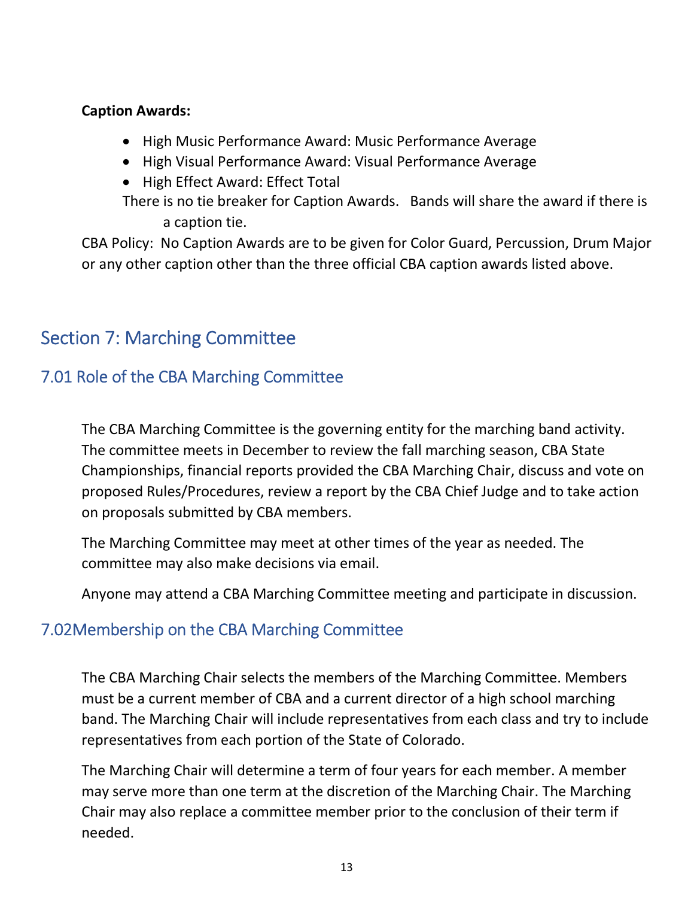**Caption Awards:**

- High Music Performance Award: Music Performance Average
- High Visual Performance Award: Visual Performance Average
- High Effect Award: Effect Total

There is no tie breaker for Caption Awards. Bands will share the award if there is a caption tie.

CBA Policy: No Caption Awards are to be given for Color Guard, Percussion, Drum Major or any other caption other than the three official CBA caption awards listed above.

# Section 7: Marching Committee

## 7.01 Role of the CBA Marching Committee

The CBA Marching Committee is the governing entity for the marching band activity. The committee meets in December to review the fall marching season, CBA State Championships, financial reports provided the CBA Marching Chair, discuss and vote on proposed Rules/Procedures, review a report by the CBA Chief Judge and to take action on proposals submitted by CBA members.

The Marching Committee may meet at other times of the year as needed. The committee may also make decisions via email.

Anyone may attend a CBA Marching Committee meeting and participate in discussion.

## 7.02Membership on the CBA Marching Committee

The CBA Marching Chair selects the members of the Marching Committee. Members must be a current member of CBA and a current director of a high school marching band. The Marching Chair will include representatives from each class and try to include representatives from each portion of the State of Colorado.

The Marching Chair will determine a term of four years for each member. A member may serve more than one term at the discretion of the Marching Chair. The Marching Chair may also replace a committee member prior to the conclusion of their term if needed.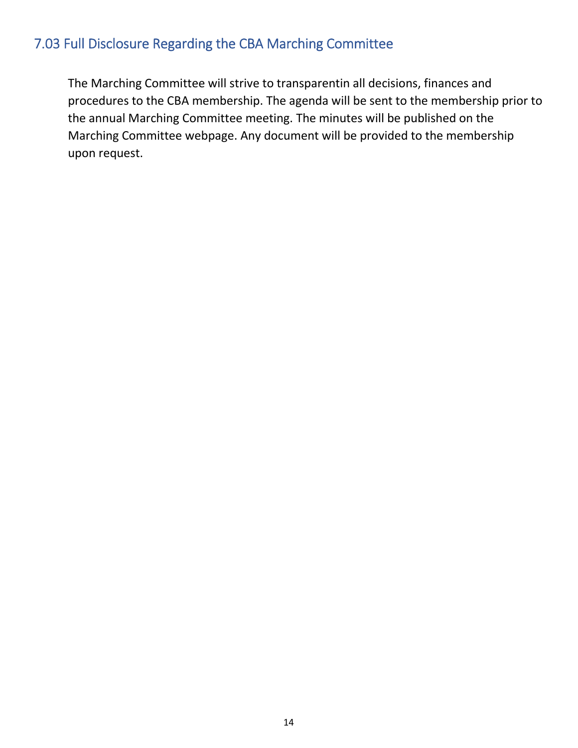## 7.03 Full Disclosure Regarding the CBA Marching Committee

The Marching Committee will strive to transparentin all decisions, finances and procedures to the CBA membership. The agenda will be sent to the membership prior to the annual Marching Committee meeting. The minutes will be published on the Marching Committee webpage. Any document will be provided to the membership upon request.